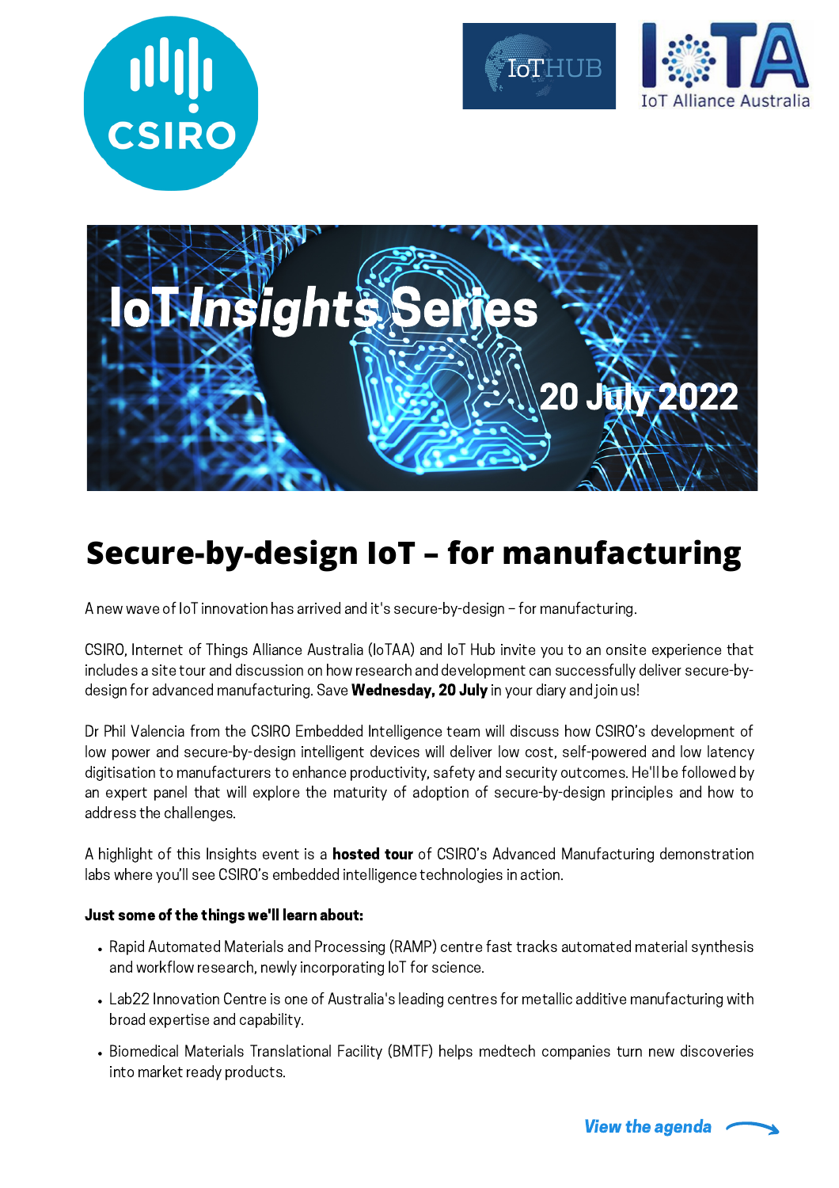CSIRO

IoT HUB

IoT Alliance Australia

IoT *Insights* Series

20 July 2022

# Secure-by-design IoT – for manufacturing

A new wave of IoT innovation has arrived and it's secure-by-design – for manufacturing.

CSIRO, Internet of Things Alliance Australia (IoTAA) and IoT Hub invite you to an onsite experience that includes a site tour and discussion on how research and development can successfully deliver secure-by-design for advanced manufacturing. Save **Wednesday, 20 July** in your diary and join us!

Dr Phil Valencia from the CSIRO Embedded Intelligence team will discuss how CSIRO's development of low power and secure-by-design intelligent devices will deliver low cost, self-powered and low latency digitisation to manufacturers to enhance productivity, safety and security outcomes. He'll be followed by an expert panel that will explore the maturity of adoption of secure-by-design principles and how to address the challenges.

A highlight of this Insights event is a **hosted tour** of CSIRO's Advanced Manufacturing demonstration labs where you'll see CSIRO's embedded intelligence technologies in action.

**Just some of the things we'll learn about:**

- Rapid Automated Materials and Processing (RAMP) centre fast tracks automated material synthesis and workflow research, newly incorporating IoT for science.
- Lab22 Innovation Centre is one of Australia's leading centres for metallic additive manufacturing with broad expertise and capability.
- Biomedical Materials Translational Facility (BMTF) helps medtech companies turn new discoveries into market ready products.

***View the agenda***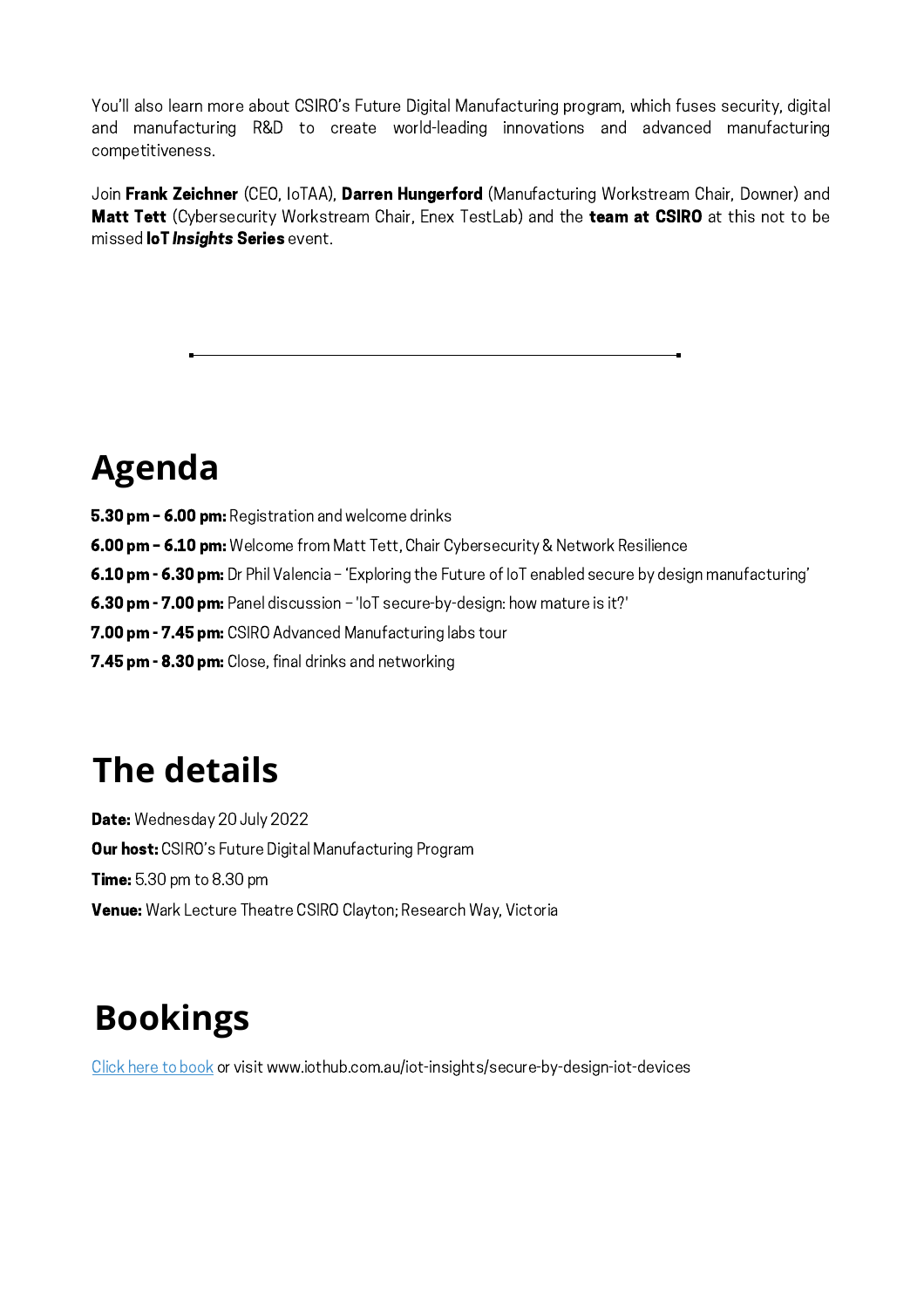You'll also learn more about CSIRO's Future Digital Manufacturing program, which fuses security, digital and manufacturing R&D to create world-leading innovations and advanced manufacturing competitiveness.

Join **Frank Zeichner** (CEO, IoTAA), **Darren Hungerford** (Manufacturing Workstream Chair, Downer) and **Matt Tett** (Cybersecurity Workstream Chair, Enex TestLab) and the **team at CSIRO** at this not to be missed **IoT *Insights* Series** event.

---

# Agenda

**5.30 pm – 6.00 pm:** Registration and welcome drinks

**6.00 pm – 6.10 pm:** Welcome from Matt Tett, Chair Cybersecurity & Network Resilience

**6.10 pm - 6.30 pm:** Dr Phil Valencia – 'Exploring the Future of IoT enabled secure by design manufacturing'

**6.30 pm - 7.00 pm:** Panel discussion – 'IoT secure-by-design: how mature is it?'

**7.00 pm - 7.45 pm:** CSIRO Advanced Manufacturing labs tour

**7.45 pm - 8.30 pm:** Close, final drinks and networking

# The details

**Date:** Wednesday 20 July 2022

**Our host:** CSIRO's Future Digital Manufacturing Program

**Time:** 5.30 pm to 8.30 pm

**Venue:** Wark Lecture Theatre CSIRO Clayton; Research Way, Victoria

# Bookings

Click here to book or visit www.iothub.com.au/iot-insights/secure-by-design-iot-devices